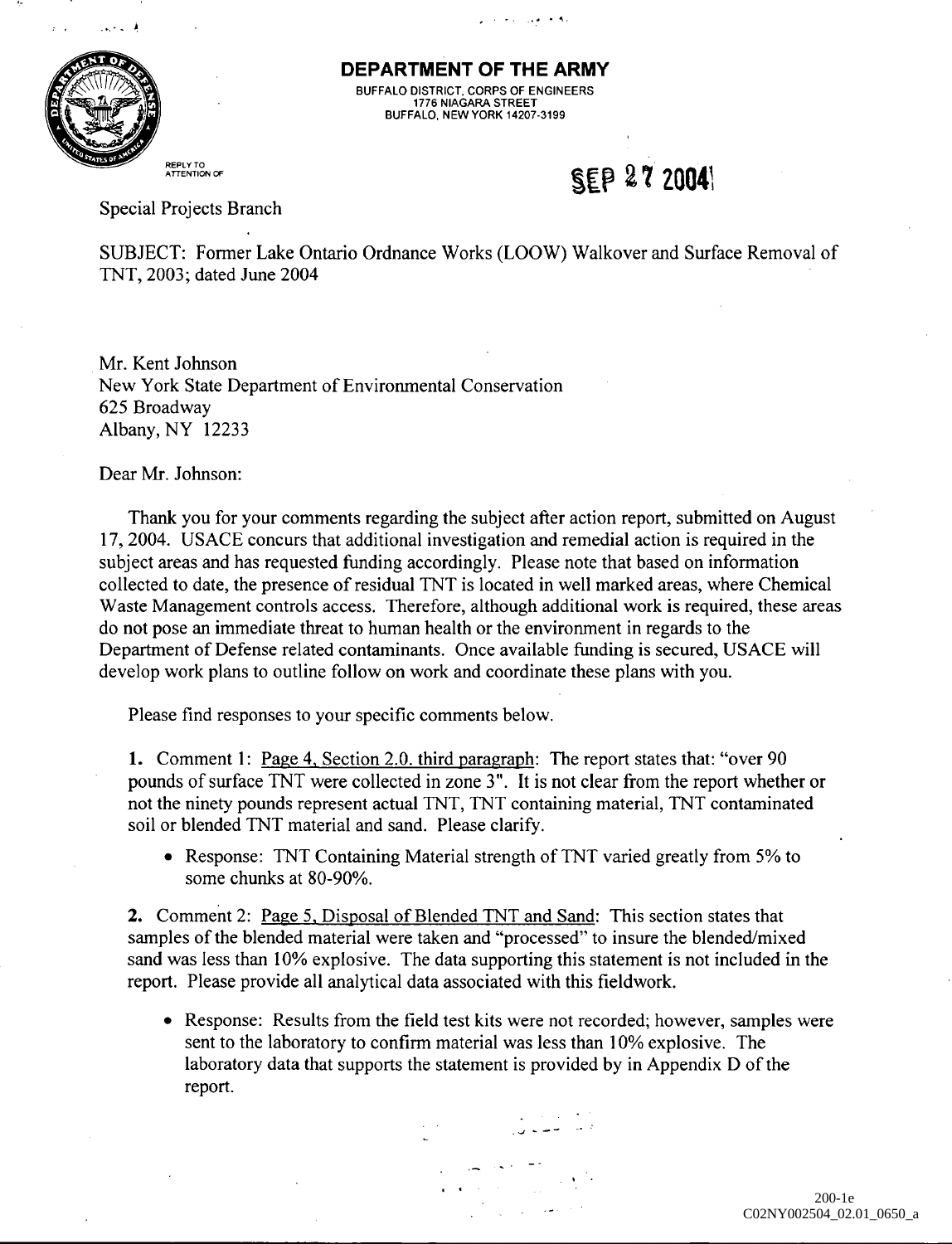**DEPARTMENT OF THE ARMY**

BUFFALO DISTRICT, CORPS OF ENGINEERS
1776 NIAGARA STREET
BUFFALO, NEW YORK 14207-3199

REPLY TO
ATTENTION OF

SEP 27 2004

Special Projects Branch

SUBJECT: Former Lake Ontario Ordnance Works (LOOW) Walkover and Surface Removal of TNT, 2003; dated June 2004

Mr. Kent Johnson
New York State Department of Environmental Conservation
625 Broadway
Albany, NY 12233

Dear Mr. Johnson:

Thank you for your comments regarding the subject after action report, submitted on August 17, 2004. USACE concurs that additional investigation and remedial action is required in the subject areas and has requested funding accordingly. Please note that based on information collected to date, the presence of residual TNT is located in well marked areas, where Chemical Waste Management controls access. Therefore, although additional work is required, these areas do not pose an immediate threat to human health or the environment in regards to the Department of Defense related contaminants. Once available funding is secured, USACE will develop work plans to outline follow on work and coordinate these plans with you.

Please find responses to your specific comments below.

**1.** Comment 1: Page 4, Section 2.0. third paragraph: The report states that: "over 90 pounds of surface TNT were collected in zone 3". It is not clear from the report whether or not the ninety pounds represent actual TNT, TNT containing material, TNT contaminated soil or blended TNT material and sand. Please clarify.

- Response: TNT Containing Material strength of TNT varied greatly from 5% to some chunks at 80-90%.

**2.** Comment 2: Page 5, Disposal of Blended TNT and Sand: This section states that samples of the blended material were taken and "processed" to insure the blended/mixed sand was less than 10% explosive. The data supporting this statement is not included in the report. Please provide all analytical data associated with this fieldwork.

- Response: Results from the field test kits were not recorded; however, samples were sent to the laboratory to confirm material was less than 10% explosive. The laboratory data that supports the statement is provided by in Appendix D of the report.

200-1e
C02NY002504_02.01_0650_a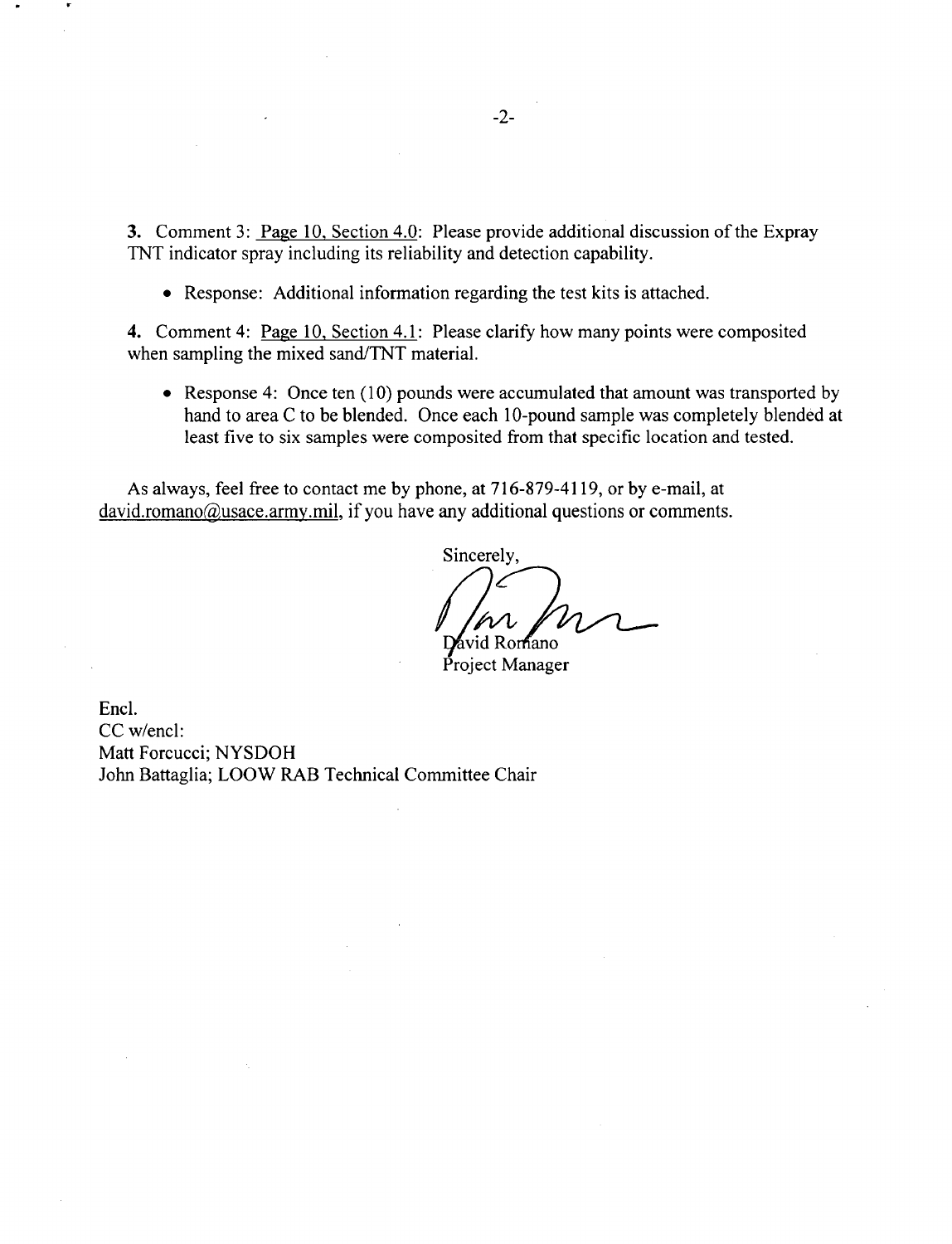**3.** Comment 3: Page 10, Section 4.0: Please provide additional discussion of the Expray TNT indicator spray including its reliability and detection capability.

- Response: Additional information regarding the test kits is attached.

**4.** Comment 4: Page 10, Section 4.1: Please clarify how many points were composited when sampling the mixed sand/TNT material.

- Response 4: Once ten (10) pounds were accumulated that amount was transported by hand to area C to be blended. Once each 10-pound sample was completely blended at least five to six samples were composited from that specific location and tested.

As always, feel free to contact me by phone, at 716-879-4119, or by e-mail, at david.romano@usace.army.mil, if you have any additional questions or comments.

Sincerely,

David Romano
Project Manager

Encl.
CC w/encl:
Matt Forcucci; NYSDOH
John Battaglia; LOOW RAB Technical Committee Chair